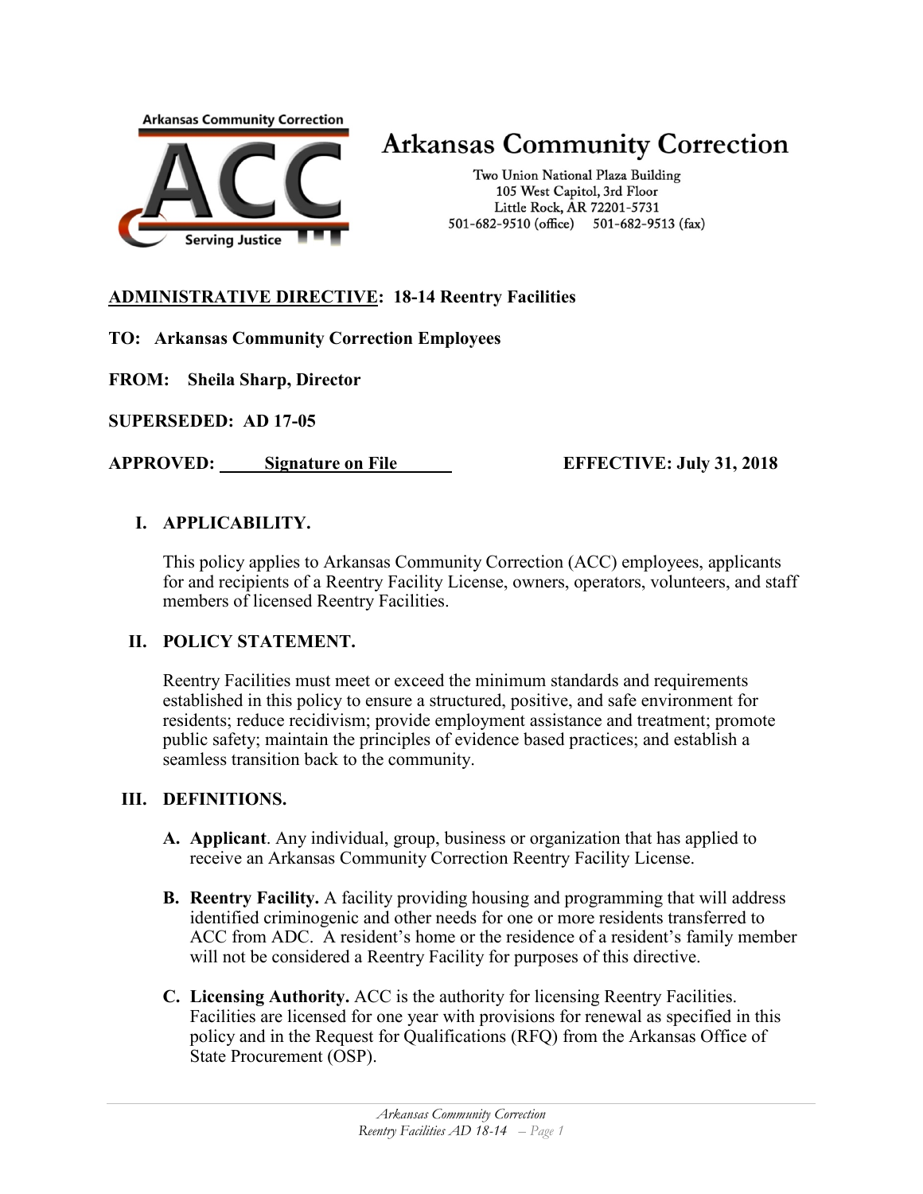# Arkansas Community Correction

Two Union National Plaza Building
105 West Capitol, 3rd Floor
Little Rock, AR 72201-5731
501-682-9510 (office)     501-682-9513 (fax)

**ADMINISTRATIVE DIRECTIVE: 18-14 Reentry Facilities**

**TO: Arkansas Community Correction Employees**

**FROM: Sheila Sharp, Director**

**SUPERSEDED: AD 17-05**

**APPROVED: Signature on File**     **EFFECTIVE: July 31, 2018**

## I. APPLICABILITY.

This policy applies to Arkansas Community Correction (ACC) employees, applicants for and recipients of a Reentry Facility License, owners, operators, volunteers, and staff members of licensed Reentry Facilities.

## II. POLICY STATEMENT.

Reentry Facilities must meet or exceed the minimum standards and requirements established in this policy to ensure a structured, positive, and safe environment for residents; reduce recidivism; provide employment assistance and treatment; promote public safety; maintain the principles of evidence based practices; and establish a seamless transition back to the community.

## III. DEFINITIONS.

**A. Applicant**. Any individual, group, business or organization that has applied to receive an Arkansas Community Correction Reentry Facility License.

**B. Reentry Facility.** A facility providing housing and programming that will address identified criminogenic and other needs for one or more residents transferred to ACC from ADC. A resident's home or the residence of a resident's family member will not be considered a Reentry Facility for purposes of this directive.

**C. Licensing Authority.** ACC is the authority for licensing Reentry Facilities. Facilities are licensed for one year with provisions for renewal as specified in this policy and in the Request for Qualifications (RFQ) from the Arkansas Office of State Procurement (OSP).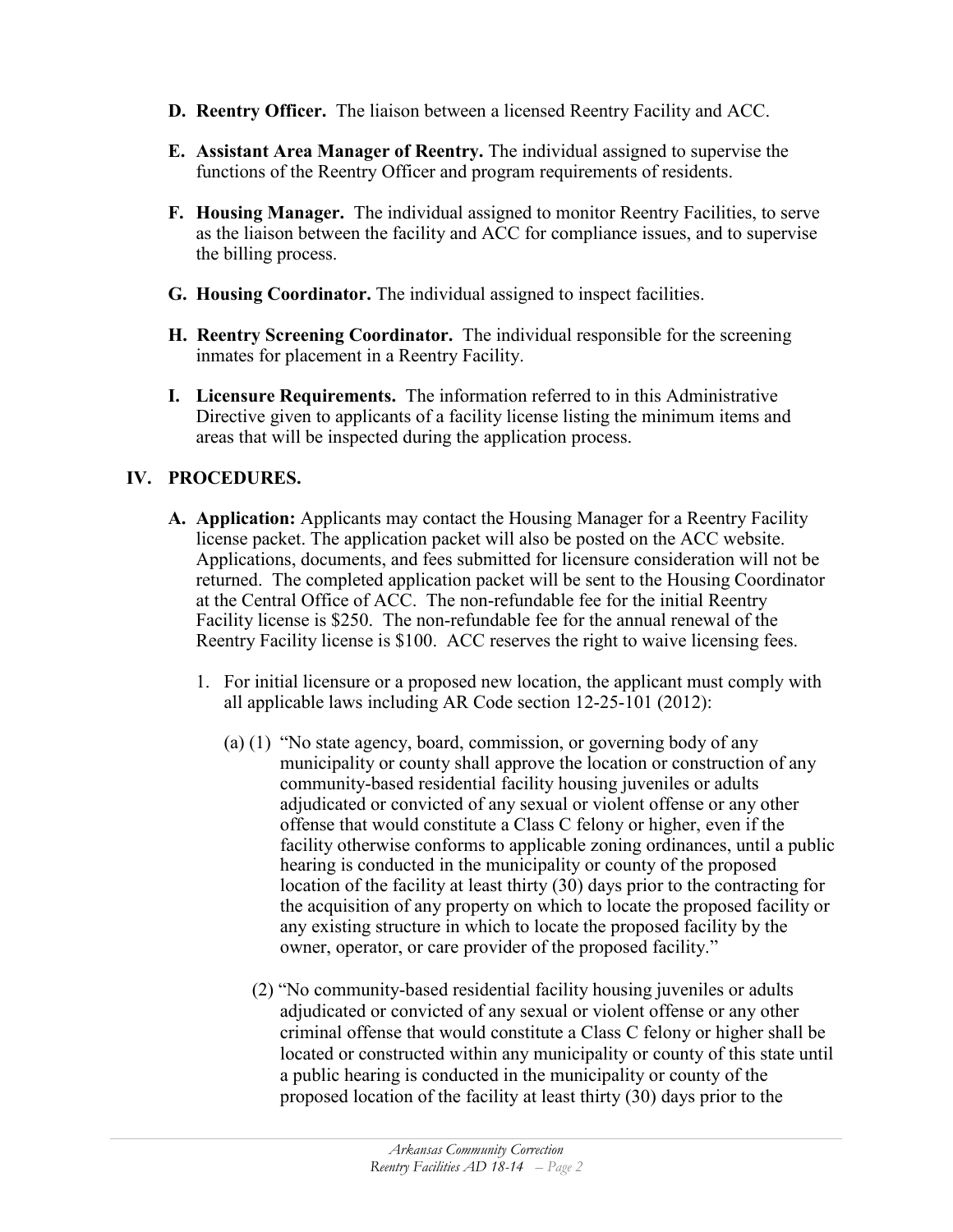**D. Reentry Officer.** The liaison between a licensed Reentry Facility and ACC.

**E. Assistant Area Manager of Reentry.** The individual assigned to supervise the functions of the Reentry Officer and program requirements of residents.

**F. Housing Manager.** The individual assigned to monitor Reentry Facilities, to serve as the liaison between the facility and ACC for compliance issues, and to supervise the billing process.

**G. Housing Coordinator.** The individual assigned to inspect facilities.

**H. Reentry Screening Coordinator.** The individual responsible for the screening inmates for placement in a Reentry Facility.

**I. Licensure Requirements.** The information referred to in this Administrative Directive given to applicants of a facility license listing the minimum items and areas that will be inspected during the application process.

## IV. PROCEDURES.

**A. Application:** Applicants may contact the Housing Manager for a Reentry Facility license packet. The application packet will also be posted on the ACC website. Applications, documents, and fees submitted for licensure consideration will not be returned. The completed application packet will be sent to the Housing Coordinator at the Central Office of ACC. The non-refundable fee for the initial Reentry Facility license is $250. The non-refundable fee for the annual renewal of the Reentry Facility license is $100. ACC reserves the right to waive licensing fees.

1. For initial licensure or a proposed new location, the applicant must comply with all applicable laws including AR Code section 12-25-101 (2012):

   (a) (1) "No state agency, board, commission, or governing body of any municipality or county shall approve the location or construction of any community-based residential facility housing juveniles or adults adjudicated or convicted of any sexual or violent offense or any other offense that would constitute a Class C felony or higher, even if the facility otherwise conforms to applicable zoning ordinances, until a public hearing is conducted in the municipality or county of the proposed location of the facility at least thirty (30) days prior to the contracting for the acquisition of any property on which to locate the proposed facility or any existing structure in which to locate the proposed facility by the owner, operator, or care provider of the proposed facility."

   (2) "No community-based residential facility housing juveniles or adults adjudicated or convicted of any sexual or violent offense or any other criminal offense that would constitute a Class C felony or higher shall be located or constructed within any municipality or county of this state until a public hearing is conducted in the municipality or county of the proposed location of the facility at least thirty (30) days prior to the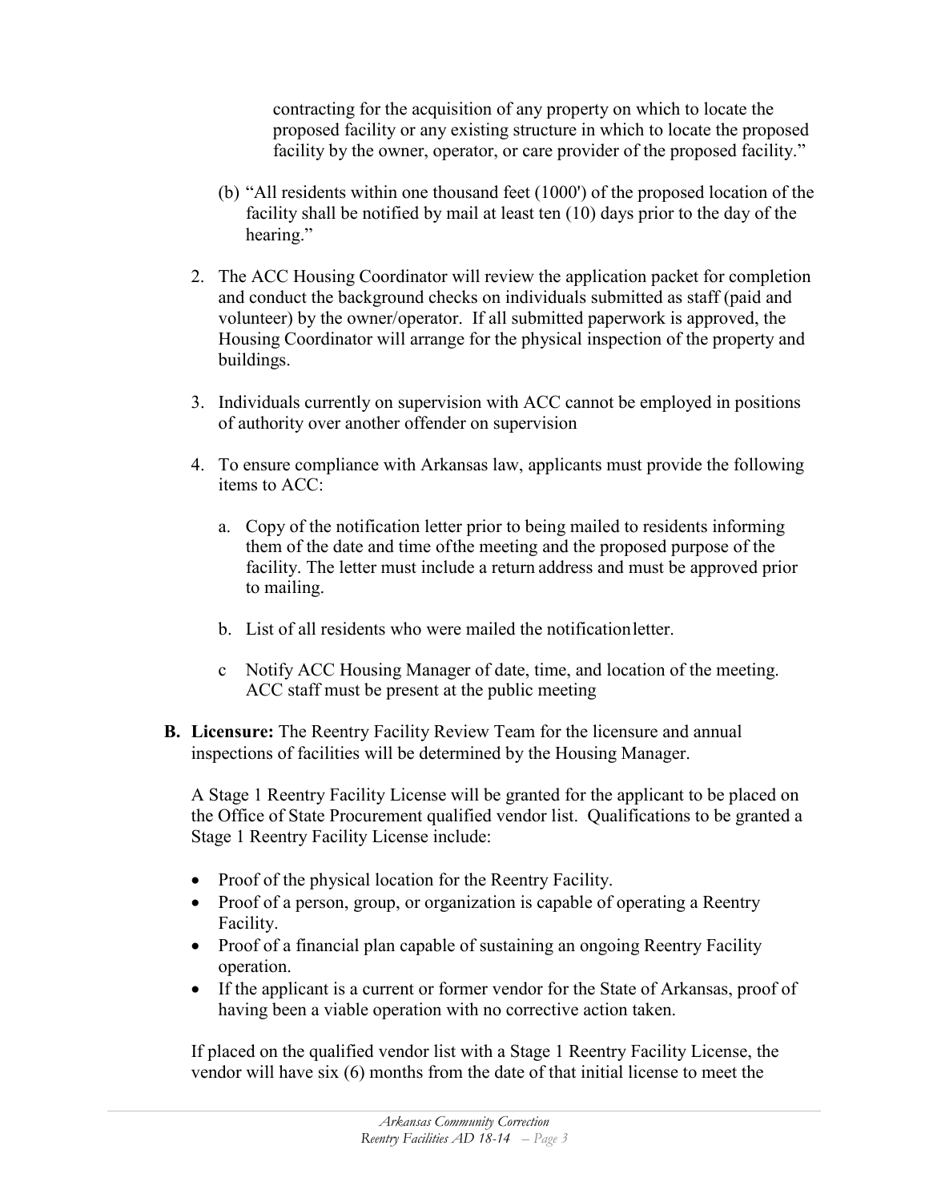contracting for the acquisition of any property on which to locate the proposed facility or any existing structure in which to locate the proposed facility by the owner, operator, or care provider of the proposed facility."

(b) "All residents within one thousand feet (1000') of the proposed location of the facility shall be notified by mail at least ten (10) days prior to the day of the hearing."

2. The ACC Housing Coordinator will review the application packet for completion and conduct the background checks on individuals submitted as staff (paid and volunteer) by the owner/operator. If all submitted paperwork is approved, the Housing Coordinator will arrange for the physical inspection of the property and buildings.

3. Individuals currently on supervision with ACC cannot be employed in positions of authority over another offender on supervision

4. To ensure compliance with Arkansas law, applicants must provide the following items to ACC:

   a. Copy of the notification letter prior to being mailed to residents informing them of the date and time ofthe meeting and the proposed purpose of the facility. The letter must include a return address and must be approved prior to mailing.

   b. List of all residents who were mailed the notificationletter.

   c Notify ACC Housing Manager of date, time, and location of the meeting. ACC staff must be present at the public meeting

**B. Licensure:** The Reentry Facility Review Team for the licensure and annual inspections of facilities will be determined by the Housing Manager.

A Stage 1 Reentry Facility License will be granted for the applicant to be placed on the Office of State Procurement qualified vendor list. Qualifications to be granted a Stage 1 Reentry Facility License include:

- Proof of the physical location for the Reentry Facility.
- Proof of a person, group, or organization is capable of operating a Reentry Facility.
- Proof of a financial plan capable of sustaining an ongoing Reentry Facility operation.
- If the applicant is a current or former vendor for the State of Arkansas, proof of having been a viable operation with no corrective action taken.

If placed on the qualified vendor list with a Stage 1 Reentry Facility License, the vendor will have six (6) months from the date of that initial license to meet the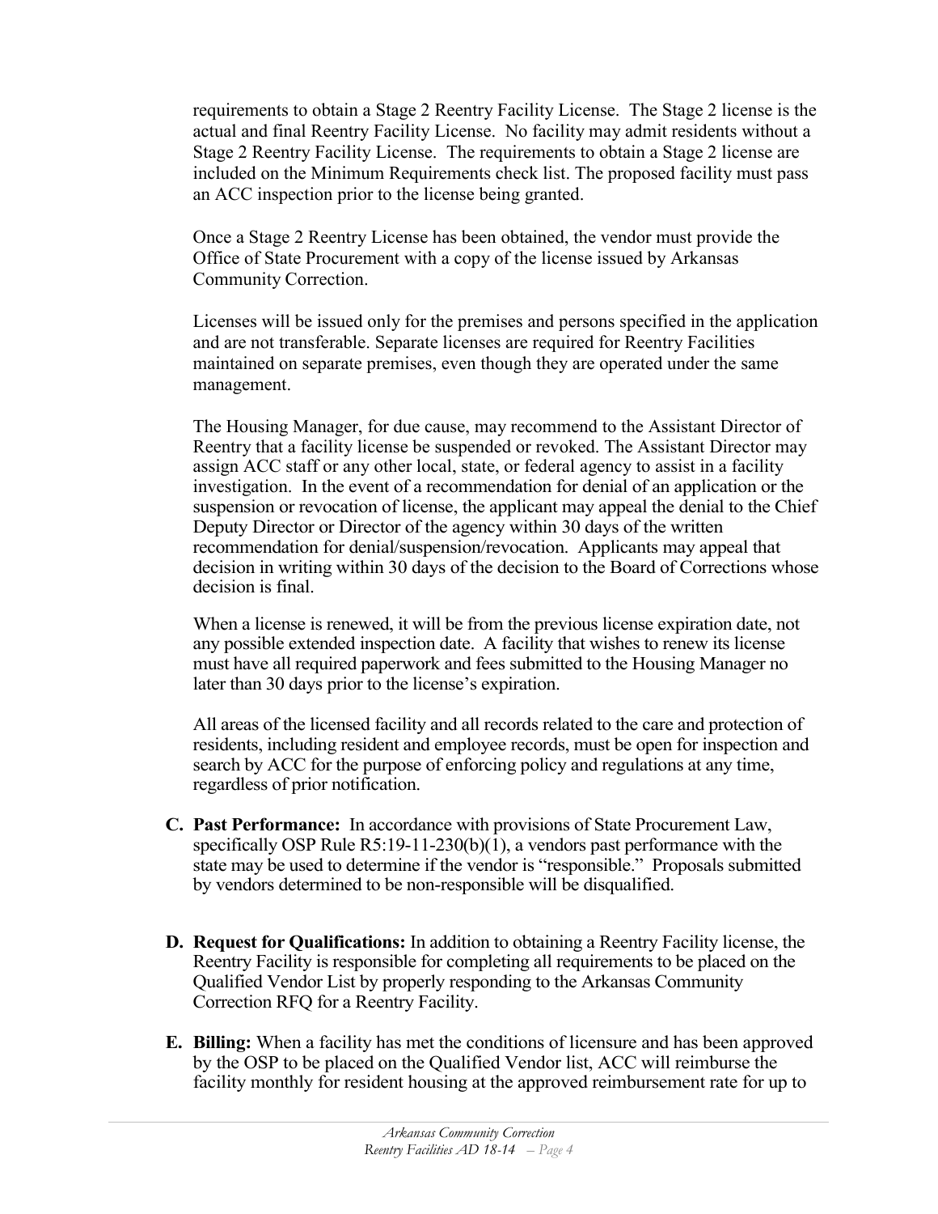requirements to obtain a Stage 2 Reentry Facility License. The Stage 2 license is the actual and final Reentry Facility License. No facility may admit residents without a Stage 2 Reentry Facility License. The requirements to obtain a Stage 2 license are included on the Minimum Requirements check list. The proposed facility must pass an ACC inspection prior to the license being granted.

Once a Stage 2 Reentry License has been obtained, the vendor must provide the Office of State Procurement with a copy of the license issued by Arkansas Community Correction.

Licenses will be issued only for the premises and persons specified in the application and are not transferable. Separate licenses are required for Reentry Facilities maintained on separate premises, even though they are operated under the same management.

The Housing Manager, for due cause, may recommend to the Assistant Director of Reentry that a facility license be suspended or revoked. The Assistant Director may assign ACC staff or any other local, state, or federal agency to assist in a facility investigation. In the event of a recommendation for denial of an application or the suspension or revocation of license, the applicant may appeal the denial to the Chief Deputy Director or Director of the agency within 30 days of the written recommendation for denial/suspension/revocation. Applicants may appeal that decision in writing within 30 days of the decision to the Board of Corrections whose decision is final.

When a license is renewed, it will be from the previous license expiration date, not any possible extended inspection date. A facility that wishes to renew its license must have all required paperwork and fees submitted to the Housing Manager no later than 30 days prior to the license's expiration.

All areas of the licensed facility and all records related to the care and protection of residents, including resident and employee records, must be open for inspection and search by ACC for the purpose of enforcing policy and regulations at any time, regardless of prior notification.

**C. Past Performance:** In accordance with provisions of State Procurement Law, specifically OSP Rule R5:19-11-230(b)(1), a vendors past performance with the state may be used to determine if the vendor is "responsible." Proposals submitted by vendors determined to be non-responsible will be disqualified.

**D. Request for Qualifications:** In addition to obtaining a Reentry Facility license, the Reentry Facility is responsible for completing all requirements to be placed on the Qualified Vendor List by properly responding to the Arkansas Community Correction RFQ for a Reentry Facility.

**E. Billing:** When a facility has met the conditions of licensure and has been approved by the OSP to be placed on the Qualified Vendor list, ACC will reimburse the facility monthly for resident housing at the approved reimbursement rate for up to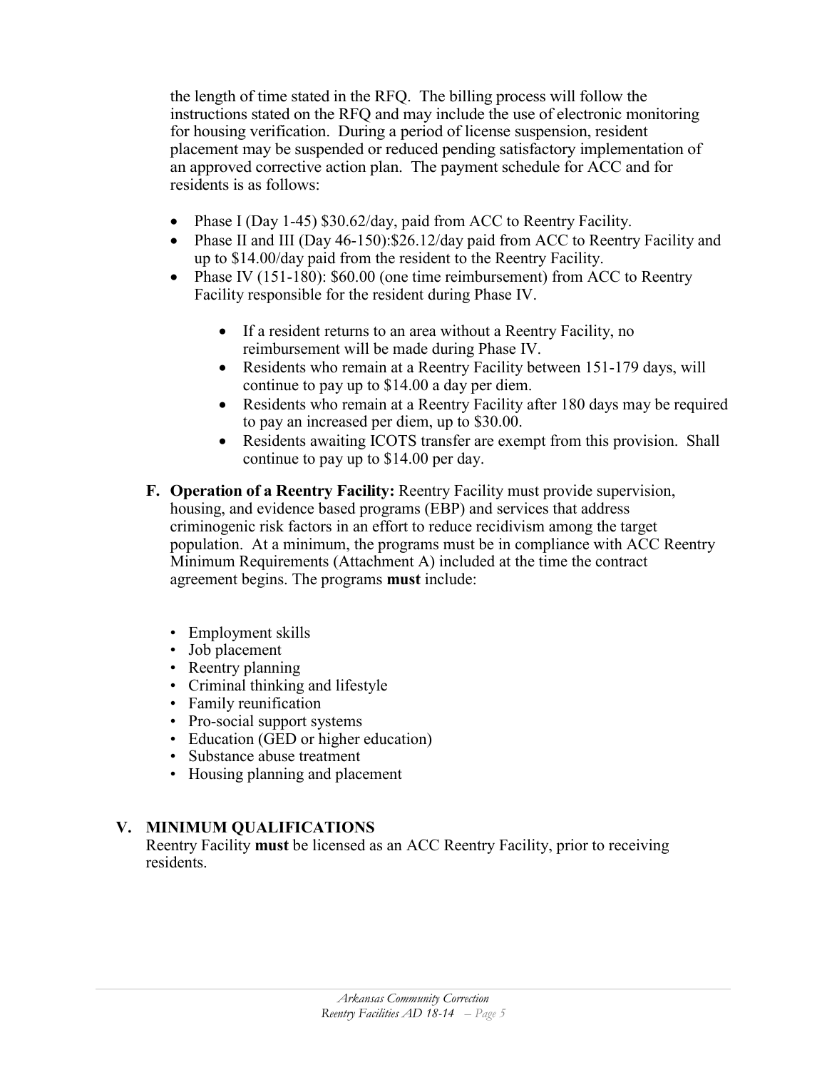the length of time stated in the RFQ. The billing process will follow the instructions stated on the RFQ and may include the use of electronic monitoring for housing verification. During a period of license suspension, resident placement may be suspended or reduced pending satisfactory implementation of an approved corrective action plan. The payment schedule for ACC and for residents is as follows:

- Phase I (Day 1-45) $30.62/day, paid from ACC to Reentry Facility.
- Phase II and III (Day 46-150):$26.12/day paid from ACC to Reentry Facility and up to $14.00/day paid from the resident to the Reentry Facility.
- Phase IV (151-180): $60.00 (one time reimbursement) from ACC to Reentry Facility responsible for the resident during Phase IV.
  - If a resident returns to an area without a Reentry Facility, no reimbursement will be made during Phase IV.
  - Residents who remain at a Reentry Facility between 151-179 days, will continue to pay up to $14.00 a day per diem.
  - Residents who remain at a Reentry Facility after 180 days may be required to pay an increased per diem, up to $30.00.
  - Residents awaiting ICOTS transfer are exempt from this provision. Shall continue to pay up to $14.00 per day.

**F. Operation of a Reentry Facility:** Reentry Facility must provide supervision, housing, and evidence based programs (EBP) and services that address criminogenic risk factors in an effort to reduce recidivism among the target population. At a minimum, the programs must be in compliance with ACC Reentry Minimum Requirements (Attachment A) included at the time the contract agreement begins. The programs **must** include:

- Employment skills
- Job placement
- Reentry planning
- Criminal thinking and lifestyle
- Family reunification
- Pro-social support systems
- Education (GED or higher education)
- Substance abuse treatment
- Housing planning and placement

## V. MINIMUM QUALIFICATIONS

Reentry Facility **must** be licensed as an ACC Reentry Facility, prior to receiving residents.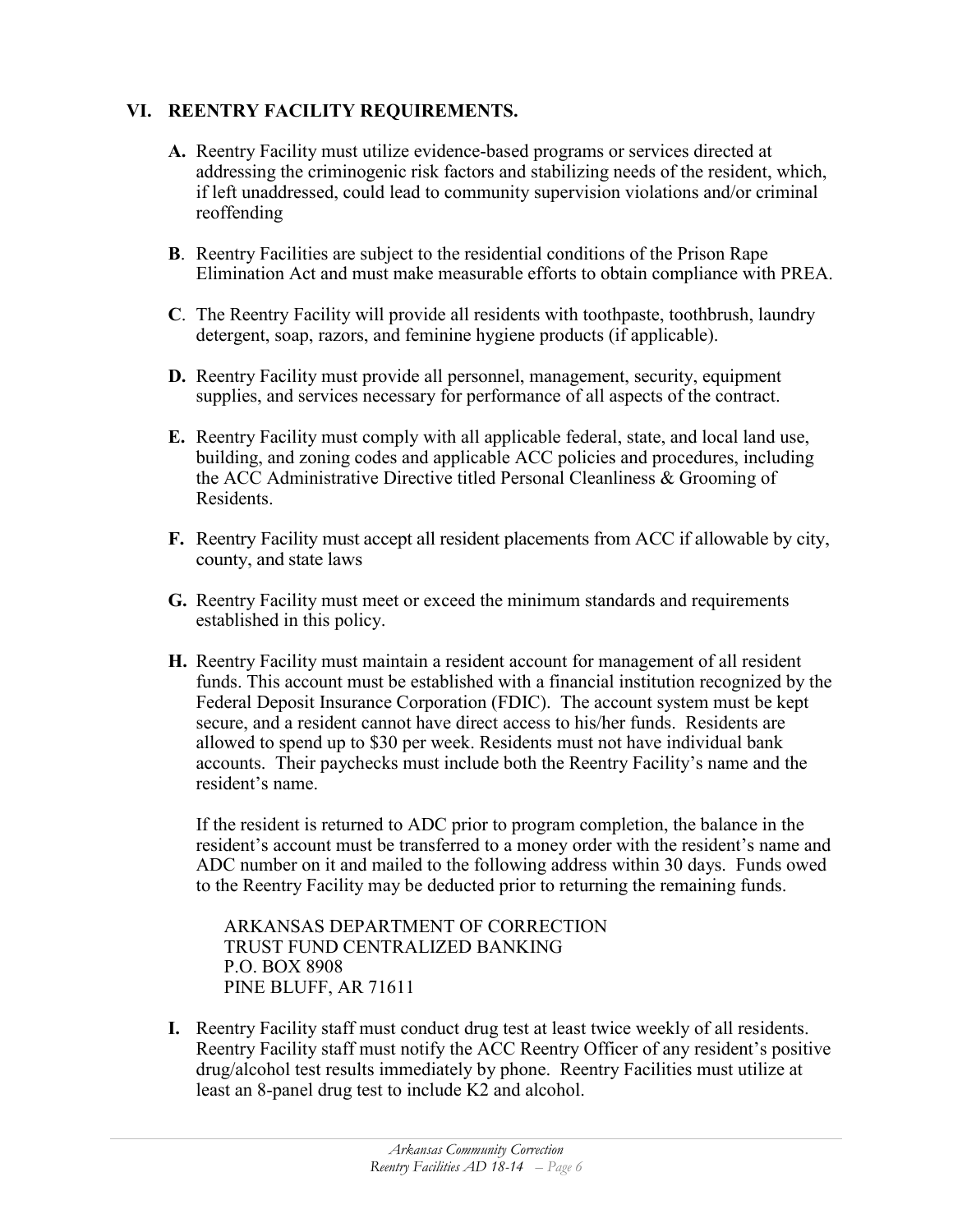## VI. REENTRY FACILITY REQUIREMENTS.

**A.** Reentry Facility must utilize evidence-based programs or services directed at addressing the criminogenic risk factors and stabilizing needs of the resident, which, if left unaddressed, could lead to community supervision violations and/or criminal reoffending

**B**. Reentry Facilities are subject to the residential conditions of the Prison Rape Elimination Act and must make measurable efforts to obtain compliance with PREA.

**C**. The Reentry Facility will provide all residents with toothpaste, toothbrush, laundry detergent, soap, razors, and feminine hygiene products (if applicable).

**D.** Reentry Facility must provide all personnel, management, security, equipment supplies, and services necessary for performance of all aspects of the contract.

**E.** Reentry Facility must comply with all applicable federal, state, and local land use, building, and zoning codes and applicable ACC policies and procedures, including the ACC Administrative Directive titled Personal Cleanliness & Grooming of Residents.

**F.** Reentry Facility must accept all resident placements from ACC if allowable by city, county, and state laws

**G.** Reentry Facility must meet or exceed the minimum standards and requirements established in this policy.

**H.** Reentry Facility must maintain a resident account for management of all resident funds. This account must be established with a financial institution recognized by the Federal Deposit Insurance Corporation (FDIC). The account system must be kept secure, and a resident cannot have direct access to his/her funds. Residents are allowed to spend up to $30 per week. Residents must not have individual bank accounts. Their paychecks must include both the Reentry Facility's name and the resident's name.

If the resident is returned to ADC prior to program completion, the balance in the resident's account must be transferred to a money order with the resident's name and ADC number on it and mailed to the following address within 30 days. Funds owed to the Reentry Facility may be deducted prior to returning the remaining funds.

ARKANSAS DEPARTMENT OF CORRECTION
TRUST FUND CENTRALIZED BANKING
P.O. BOX 8908
PINE BLUFF, AR 71611

**I.** Reentry Facility staff must conduct drug test at least twice weekly of all residents. Reentry Facility staff must notify the ACC Reentry Officer of any resident's positive drug/alcohol test results immediately by phone. Reentry Facilities must utilize at least an 8-panel drug test to include K2 and alcohol.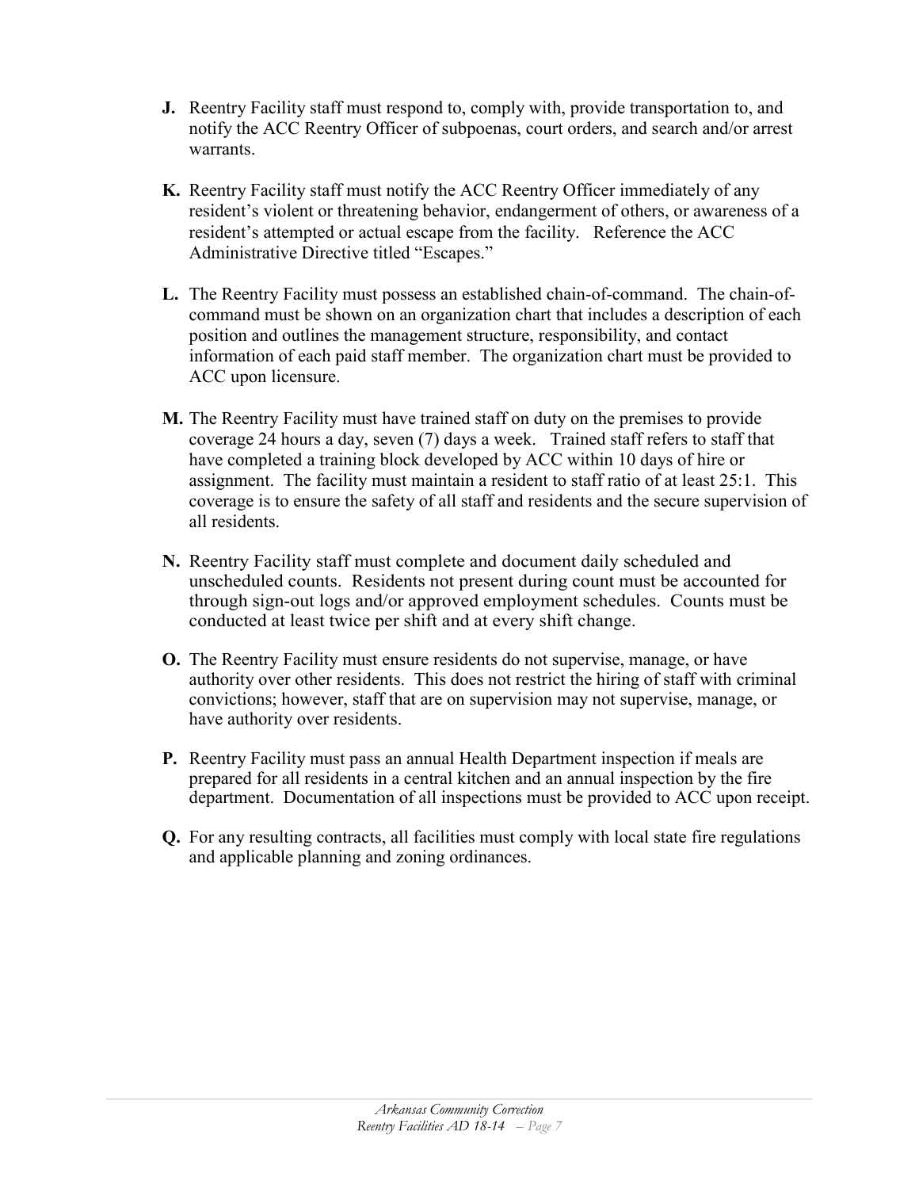**J.** Reentry Facility staff must respond to, comply with, provide transportation to, and notify the ACC Reentry Officer of subpoenas, court orders, and search and/or arrest warrants.

**K.** Reentry Facility staff must notify the ACC Reentry Officer immediately of any resident's violent or threatening behavior, endangerment of others, or awareness of a resident's attempted or actual escape from the facility. Reference the ACC Administrative Directive titled "Escapes."

**L.** The Reentry Facility must possess an established chain-of-command. The chain-of-command must be shown on an organization chart that includes a description of each position and outlines the management structure, responsibility, and contact information of each paid staff member. The organization chart must be provided to ACC upon licensure.

**M.** The Reentry Facility must have trained staff on duty on the premises to provide coverage 24 hours a day, seven (7) days a week. Trained staff refers to staff that have completed a training block developed by ACC within 10 days of hire or assignment. The facility must maintain a resident to staff ratio of at least 25:1. This coverage is to ensure the safety of all staff and residents and the secure supervision of all residents.

**N.** Reentry Facility staff must complete and document daily scheduled and unscheduled counts. Residents not present during count must be accounted for through sign-out logs and/or approved employment schedules. Counts must be conducted at least twice per shift and at every shift change.

**O.** The Reentry Facility must ensure residents do not supervise, manage, or have authority over other residents. This does not restrict the hiring of staff with criminal convictions; however, staff that are on supervision may not supervise, manage, or have authority over residents.

**P.** Reentry Facility must pass an annual Health Department inspection if meals are prepared for all residents in a central kitchen and an annual inspection by the fire department. Documentation of all inspections must be provided to ACC upon receipt.

**Q.** For any resulting contracts, all facilities must comply with local state fire regulations and applicable planning and zoning ordinances.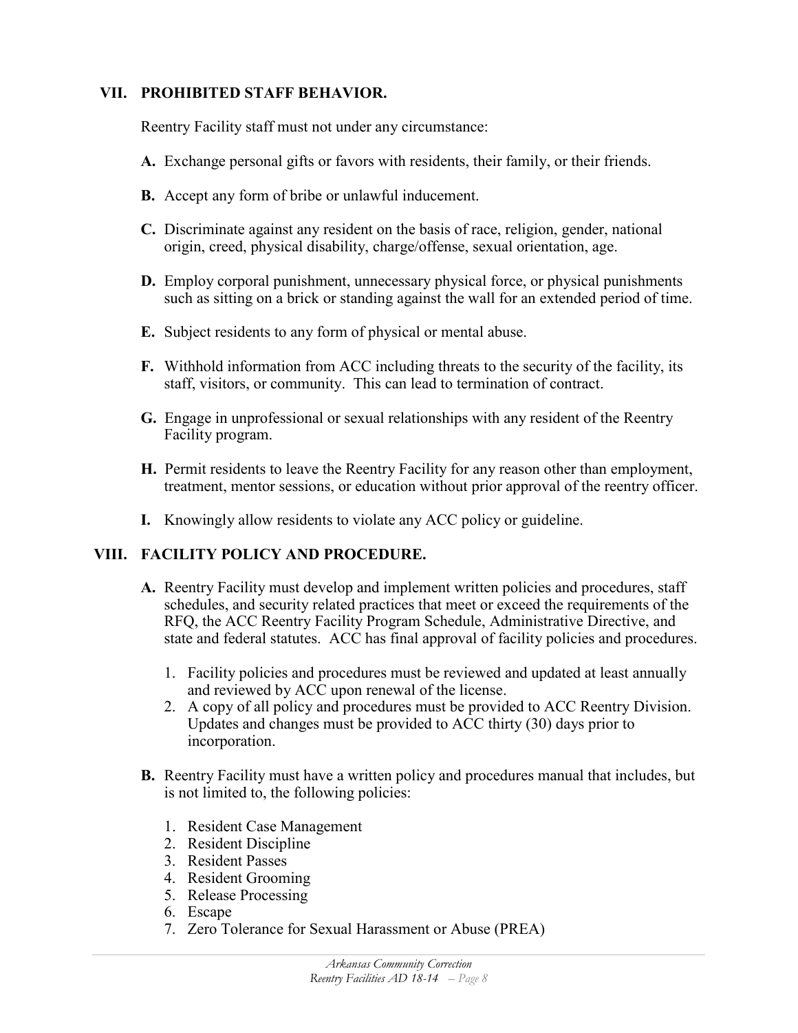## VII. PROHIBITED STAFF BEHAVIOR.

Reentry Facility staff must not under any circumstance:

**A.** Exchange personal gifts or favors with residents, their family, or their friends.

**B.** Accept any form of bribe or unlawful inducement.

**C.** Discriminate against any resident on the basis of race, religion, gender, national origin, creed, physical disability, charge/offense, sexual orientation, age.

**D.** Employ corporal punishment, unnecessary physical force, or physical punishments such as sitting on a brick or standing against the wall for an extended period of time.

**E.** Subject residents to any form of physical or mental abuse.

**F.** Withhold information from ACC including threats to the security of the facility, its staff, visitors, or community. This can lead to termination of contract.

**G.** Engage in unprofessional or sexual relationships with any resident of the Reentry Facility program.

**H.** Permit residents to leave the Reentry Facility for any reason other than employment, treatment, mentor sessions, or education without prior approval of the reentry officer.

**I.** Knowingly allow residents to violate any ACC policy or guideline.

## VIII. FACILITY POLICY AND PROCEDURE.

**A.** Reentry Facility must develop and implement written policies and procedures, staff schedules, and security related practices that meet or exceed the requirements of the RFQ, the ACC Reentry Facility Program Schedule, Administrative Directive, and state and federal statutes. ACC has final approval of facility policies and procedures.

1. Facility policies and procedures must be reviewed and updated at least annually and reviewed by ACC upon renewal of the license.
2. A copy of all policy and procedures must be provided to ACC Reentry Division. Updates and changes must be provided to ACC thirty (30) days prior to incorporation.

**B.** Reentry Facility must have a written policy and procedures manual that includes, but is not limited to, the following policies:

1. Resident Case Management
2. Resident Discipline
3. Resident Passes
4. Resident Grooming
5. Release Processing
6. Escape
7. Zero Tolerance for Sexual Harassment or Abuse (PREA)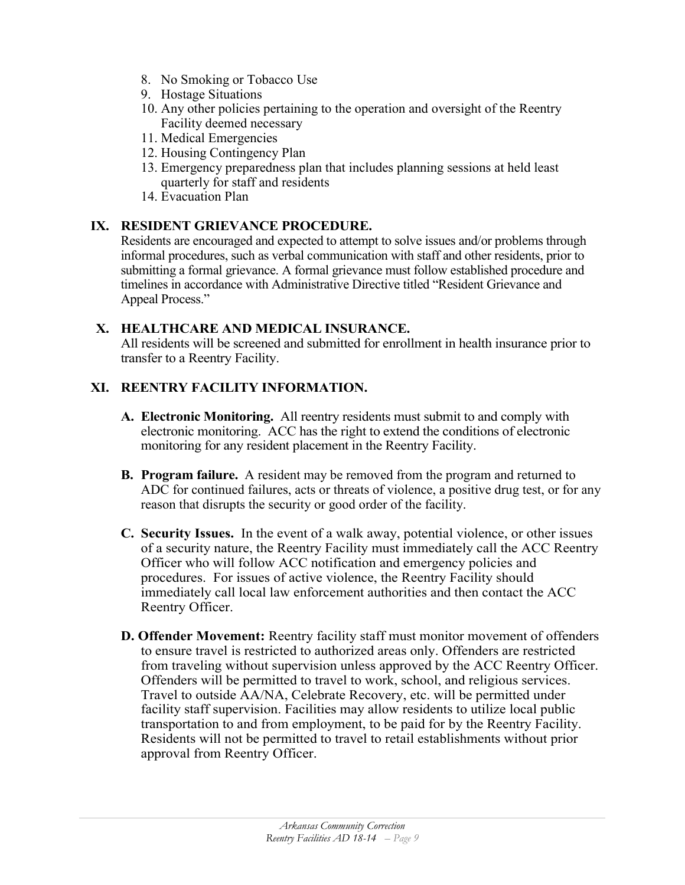8. No Smoking or Tobacco Use
9. Hostage Situations
10. Any other policies pertaining to the operation and oversight of the Reentry Facility deemed necessary
11. Medical Emergencies
12. Housing Contingency Plan
13. Emergency preparedness plan that includes planning sessions at held least quarterly for staff and residents
14. Evacuation Plan

## IX. RESIDENT GRIEVANCE PROCEDURE.

Residents are encouraged and expected to attempt to solve issues and/or problems through informal procedures, such as verbal communication with staff and other residents, prior to submitting a formal grievance. A formal grievance must follow established procedure and timelines in accordance with Administrative Directive titled "Resident Grievance and Appeal Process."

## X. HEALTHCARE AND MEDICAL INSURANCE.

All residents will be screened and submitted for enrollment in health insurance prior to transfer to a Reentry Facility.

## XI. REENTRY FACILITY INFORMATION.

**A. Electronic Monitoring.** All reentry residents must submit to and comply with electronic monitoring. ACC has the right to extend the conditions of electronic monitoring for any resident placement in the Reentry Facility.

**B. Program failure.** A resident may be removed from the program and returned to ADC for continued failures, acts or threats of violence, a positive drug test, or for any reason that disrupts the security or good order of the facility.

**C. Security Issues.** In the event of a walk away, potential violence, or other issues of a security nature, the Reentry Facility must immediately call the ACC Reentry Officer who will follow ACC notification and emergency policies and procedures. For issues of active violence, the Reentry Facility should immediately call local law enforcement authorities and then contact the ACC Reentry Officer.

**D. Offender Movement:** Reentry facility staff must monitor movement of offenders to ensure travel is restricted to authorized areas only. Offenders are restricted from traveling without supervision unless approved by the ACC Reentry Officer. Offenders will be permitted to travel to work, school, and religious services. Travel to outside AA/NA, Celebrate Recovery, etc. will be permitted under facility staff supervision. Facilities may allow residents to utilize local public transportation to and from employment, to be paid for by the Reentry Facility. Residents will not be permitted to travel to retail establishments without prior approval from Reentry Officer.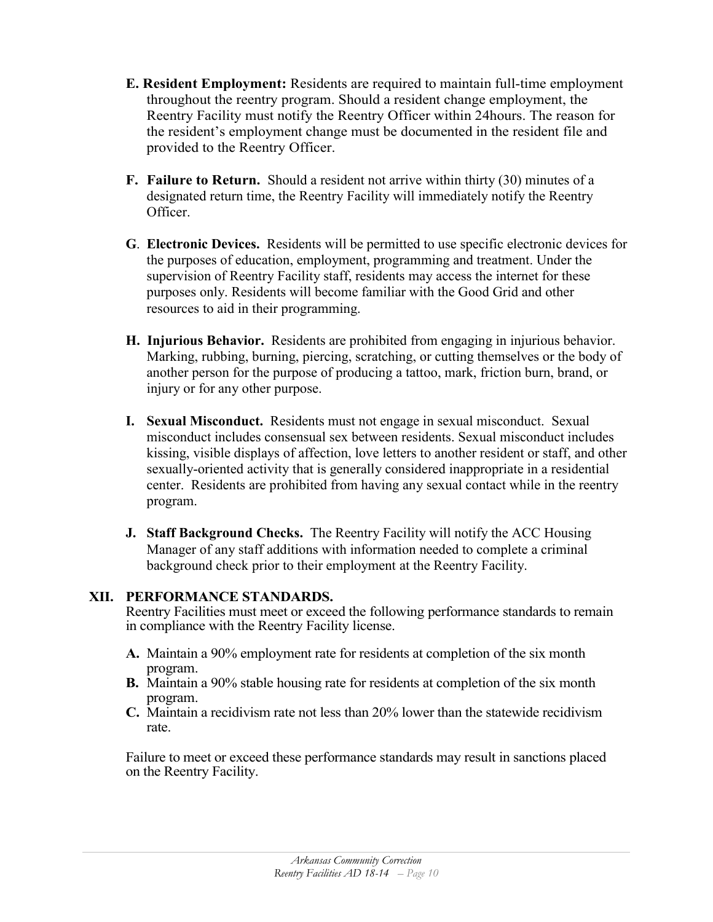**E. Resident Employment:** Residents are required to maintain full-time employment throughout the reentry program. Should a resident change employment, the Reentry Facility must notify the Reentry Officer within 24hours. The reason for the resident's employment change must be documented in the resident file and provided to the Reentry Officer.

**F. Failure to Return.** Should a resident not arrive within thirty (30) minutes of a designated return time, the Reentry Facility will immediately notify the Reentry Officer.

**G**. **Electronic Devices.** Residents will be permitted to use specific electronic devices for the purposes of education, employment, programming and treatment. Under the supervision of Reentry Facility staff, residents may access the internet for these purposes only. Residents will become familiar with the Good Grid and other resources to aid in their programming.

**H. Injurious Behavior.** Residents are prohibited from engaging in injurious behavior. Marking, rubbing, burning, piercing, scratching, or cutting themselves or the body of another person for the purpose of producing a tattoo, mark, friction burn, brand, or injury or for any other purpose.

**I. Sexual Misconduct.** Residents must not engage in sexual misconduct. Sexual misconduct includes consensual sex between residents. Sexual misconduct includes kissing, visible displays of affection, love letters to another resident or staff, and other sexually-oriented activity that is generally considered inappropriate in a residential center. Residents are prohibited from having any sexual contact while in the reentry program.

**J. Staff Background Checks.** The Reentry Facility will notify the ACC Housing Manager of any staff additions with information needed to complete a criminal background check prior to their employment at the Reentry Facility.

## XII. PERFORMANCE STANDARDS.

Reentry Facilities must meet or exceed the following performance standards to remain in compliance with the Reentry Facility license.

**A.** Maintain a 90% employment rate for residents at completion of the six month program.
**B.** Maintain a 90% stable housing rate for residents at completion of the six month program.
**C.** Maintain a recidivism rate not less than 20% lower than the statewide recidivism rate.

Failure to meet or exceed these performance standards may result in sanctions placed on the Reentry Facility.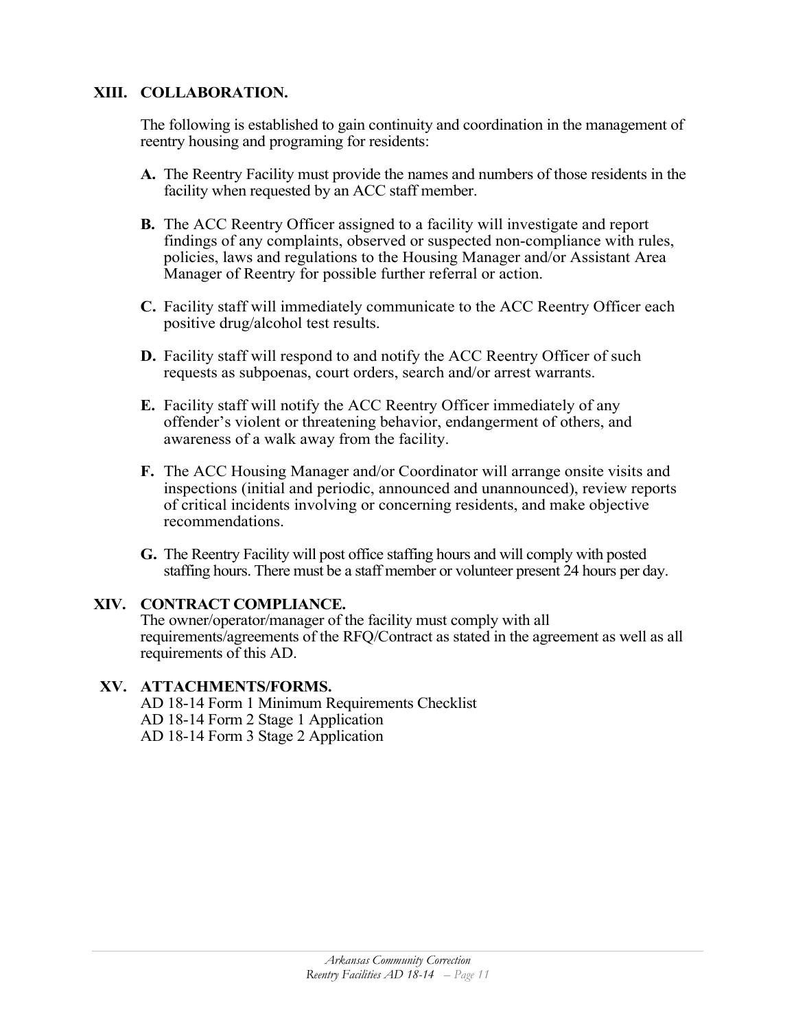## XIII. COLLABORATION.

The following is established to gain continuity and coordination in the management of reentry housing and programing for residents:

**A.** The Reentry Facility must provide the names and numbers of those residents in the facility when requested by an ACC staff member.

**B.** The ACC Reentry Officer assigned to a facility will investigate and report findings of any complaints, observed or suspected non-compliance with rules, policies, laws and regulations to the Housing Manager and/or Assistant Area Manager of Reentry for possible further referral or action.

**C.** Facility staff will immediately communicate to the ACC Reentry Officer each positive drug/alcohol test results.

**D.** Facility staff will respond to and notify the ACC Reentry Officer of such requests as subpoenas, court orders, search and/or arrest warrants.

**E.** Facility staff will notify the ACC Reentry Officer immediately of any offender's violent or threatening behavior, endangerment of others, and awareness of a walk away from the facility.

**F.** The ACC Housing Manager and/or Coordinator will arrange onsite visits and inspections (initial and periodic, announced and unannounced), review reports of critical incidents involving or concerning residents, and make objective recommendations.

**G.** The Reentry Facility will post office staffing hours and will comply with posted staffing hours. There must be a staff member or volunteer present 24 hours per day.

## XIV. CONTRACT COMPLIANCE.

The owner/operator/manager of the facility must comply with all requirements/agreements of the RFQ/Contract as stated in the agreement as well as all requirements of this AD.

## XV. ATTACHMENTS/FORMS.

AD 18-14 Form 1 Minimum Requirements Checklist
AD 18-14 Form 2 Stage 1 Application
AD 18-14 Form 3 Stage 2 Application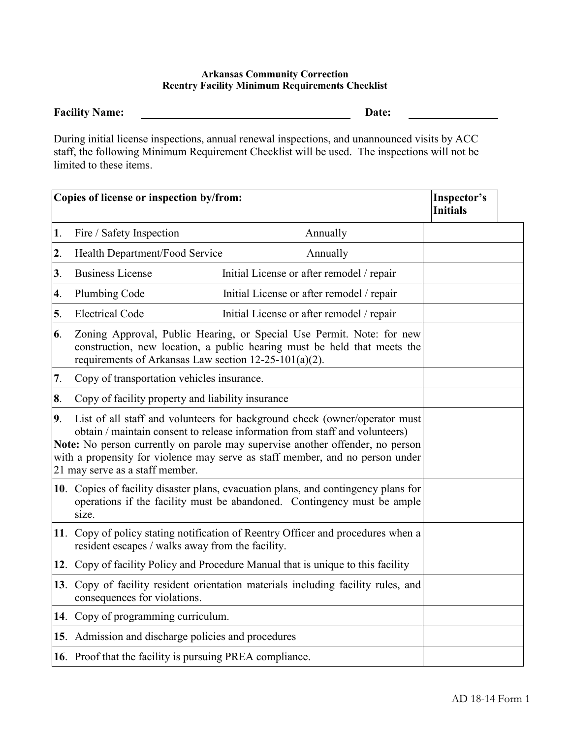**Arkansas Community Correction**
**Reentry Facility Minimum Requirements Checklist**

**Facility Name:** \_\_\_\_\_\_\_\_\_\_\_\_\_\_\_\_\_\_\_\_\_\_\_\_\_\_\_\_\_\_\_\_\_\_\_\_\_\_\_\_ **Date:** \_\_\_\_\_\_\_\_\_\_\_\_\_\_\_\_\_\_

During initial license inspections, annual renewal inspections, and unannounced visits by ACC staff, the following Minimum Requirement Checklist will be used. The inspections will not be limited to these items.

| Copies of license or inspection by/from: | | Inspector's Initials |
|---|---|---|
| **1**. Fire / Safety Inspection | Annually | |
| **2**. Health Department/Food Service | Annually | |
| **3**. Business License | Initial License or after remodel / repair | |
| **4**. Plumbing Code | Initial License or after remodel / repair | |
| **5**. Electrical Code | Initial License or after remodel / repair | |
| **6**. Zoning Approval, Public Hearing, or Special Use Permit. Note: for new construction, new location, a public hearing must be held that meets the requirements of Arkansas Law section 12-25-101(a)(2). | | |
| **7**. Copy of transportation vehicles insurance. | | |
| **8**. Copy of facility property and liability insurance | | |
| **9**. List of all staff and volunteers for background check (owner/operator must obtain / maintain consent to release information from staff and volunteers) **Note:** No person currently on parole may supervise another offender, no person with a propensity for violence may serve as staff member, and no person under 21 may serve as a staff member. | | |
| **10**. Copies of facility disaster plans, evacuation plans, and contingency plans for operations if the facility must be abandoned. Contingency must be ample size. | | |
| **11**. Copy of policy stating notification of Reentry Officer and procedures when a resident escapes / walks away from the facility. | | |
| **12**. Copy of facility Policy and Procedure Manual that is unique to this facility | | |
| **13**. Copy of facility resident orientation materials including facility rules, and consequences for violations. | | |
| **14**. Copy of programming curriculum. | | |
| **15**. Admission and discharge policies and procedures | | |
| **16**. Proof that the facility is pursuing PREA compliance. | | |

AD 18-14 Form 1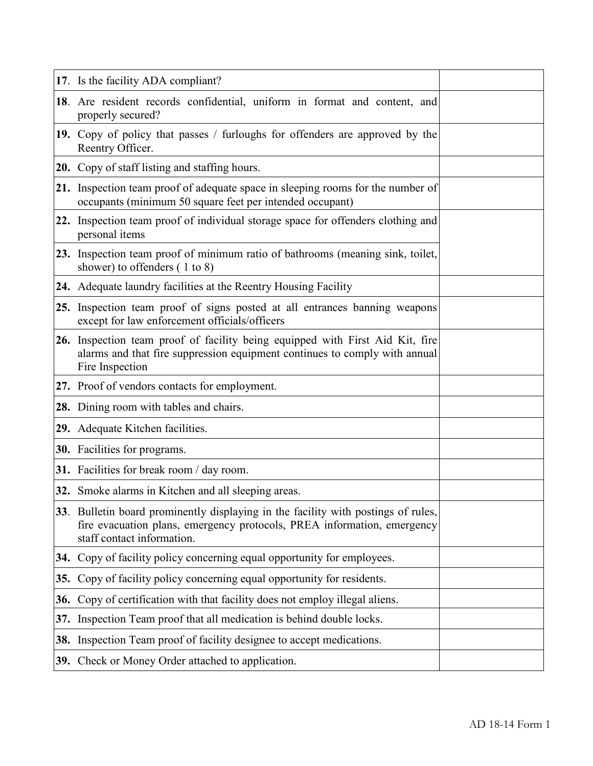| | |
|---|---|
| **17**. Is the facility ADA compliant? | |
| **18**. Are resident records confidential, uniform in format and content, and properly secured? | |
| **19.** Copy of policy that passes / furloughs for offenders are approved by the Reentry Officer. | |
| **20.** Copy of staff listing and staffing hours. | |
| **21.** Inspection team proof of adequate space in sleeping rooms for the number of occupants (minimum 50 square feet per intended occupant) | |
| **22.** Inspection team proof of individual storage space for offenders clothing and personal items | |
| **23.** Inspection team proof of minimum ratio of bathrooms (meaning sink, toilet, shower) to offenders ( 1 to 8) | |
| **24.** Adequate laundry facilities at the Reentry Housing Facility | |
| **25.** Inspection team proof of signs posted at all entrances banning weapons except for law enforcement officials/officers | |
| **26.** Inspection team proof of facility being equipped with First Aid Kit, fire alarms and that fire suppression equipment continues to comply with annual Fire Inspection | |
| **27.** Proof of vendors contacts for employment. | |
| **28.** Dining room with tables and chairs. | |
| **29.** Adequate Kitchen facilities. | |
| **30.** Facilities for programs. | |
| **31.** Facilities for break room / day room. | |
| **32.** Smoke alarms in Kitchen and all sleeping areas. | |
| **33**. Bulletin board prominently displaying in the facility with postings of rules, fire evacuation plans, emergency protocols, PREA information, emergency staff contact information. | |
| **34.** Copy of facility policy concerning equal opportunity for employees. | |
| **35.** Copy of facility policy concerning equal opportunity for residents. | |
| **36.** Copy of certification with that facility does not employ illegal aliens. | |
| **37.** Inspection Team proof that all medication is behind double locks. | |
| **38.** Inspection Team proof of facility designee to accept medications. | |
| **39.** Check or Money Order attached to application. | |

AD 18-14 Form 1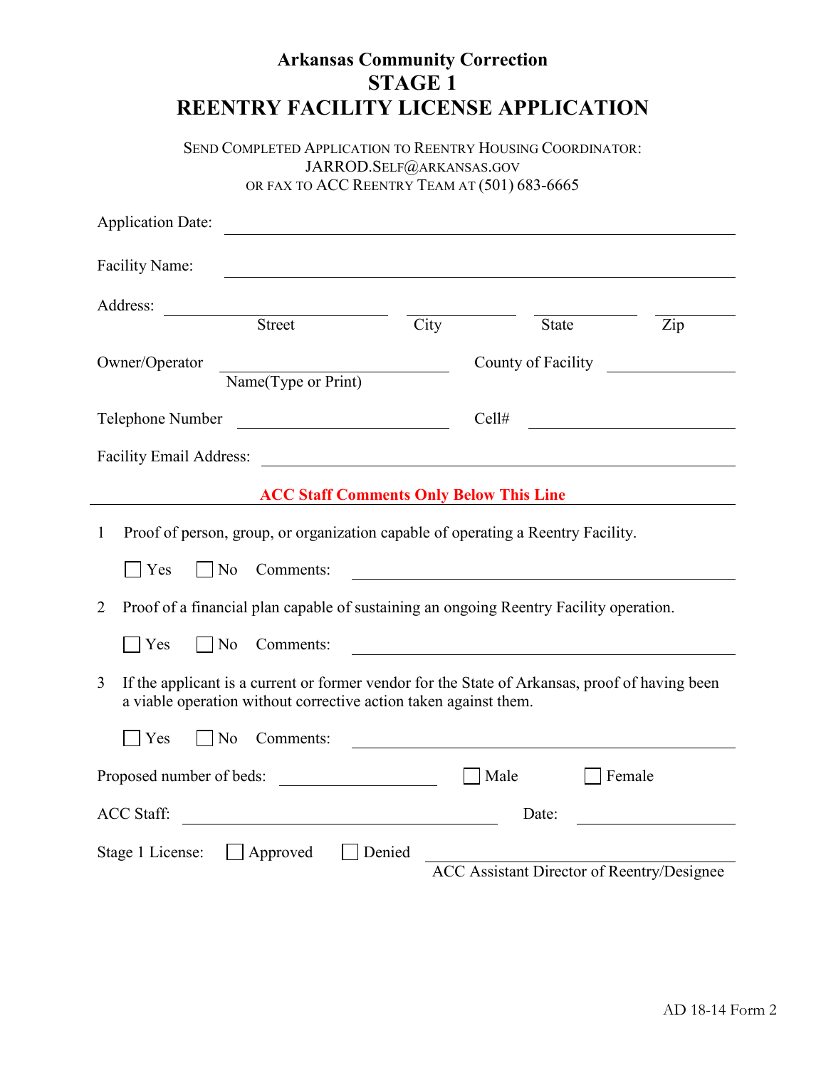# Arkansas Community Correction
## STAGE 1
## REENTRY FACILITY LICENSE APPLICATION

SEND COMPLETED APPLICATION TO REENTRY HOUSING COORDINATOR:
JARROD.SELF@ARKANSAS.GOV
OR FAX TO ACC REENTRY TEAM AT (501) 683-6665

Application Date: ______________________________

Facility Name: ______________________________

Address: ______________ ______________ ______________ ______________
Street City State Zip

Owner/Operator ______________________ County of Facility ______________
Name(Type or Print)

Telephone Number ______________________ Cell# ______________________

Facility Email Address: ______________________________

**ACC Staff Comments Only Below This Line**

1 Proof of person, group, or organization capable of operating a Reentry Facility.

☐ Yes ☐ No Comments: ______________________________

2 Proof of a financial plan capable of sustaining an ongoing Reentry Facility operation.

☐ Yes ☐ No Comments: ______________________________

3 If the applicant is a current or former vendor for the State of Arkansas, proof of having been a viable operation without corrective action taken against them.

☐ Yes ☐ No Comments: ______________________________

Proposed number of beds: ______________ ☐ Male ☐ Female

ACC Staff: ______________________________ Date: ______________

Stage 1 License: ☐ Approved ☐ Denied ______________________________
ACC Assistant Director of Reentry/Designee

AD 18-14 Form 2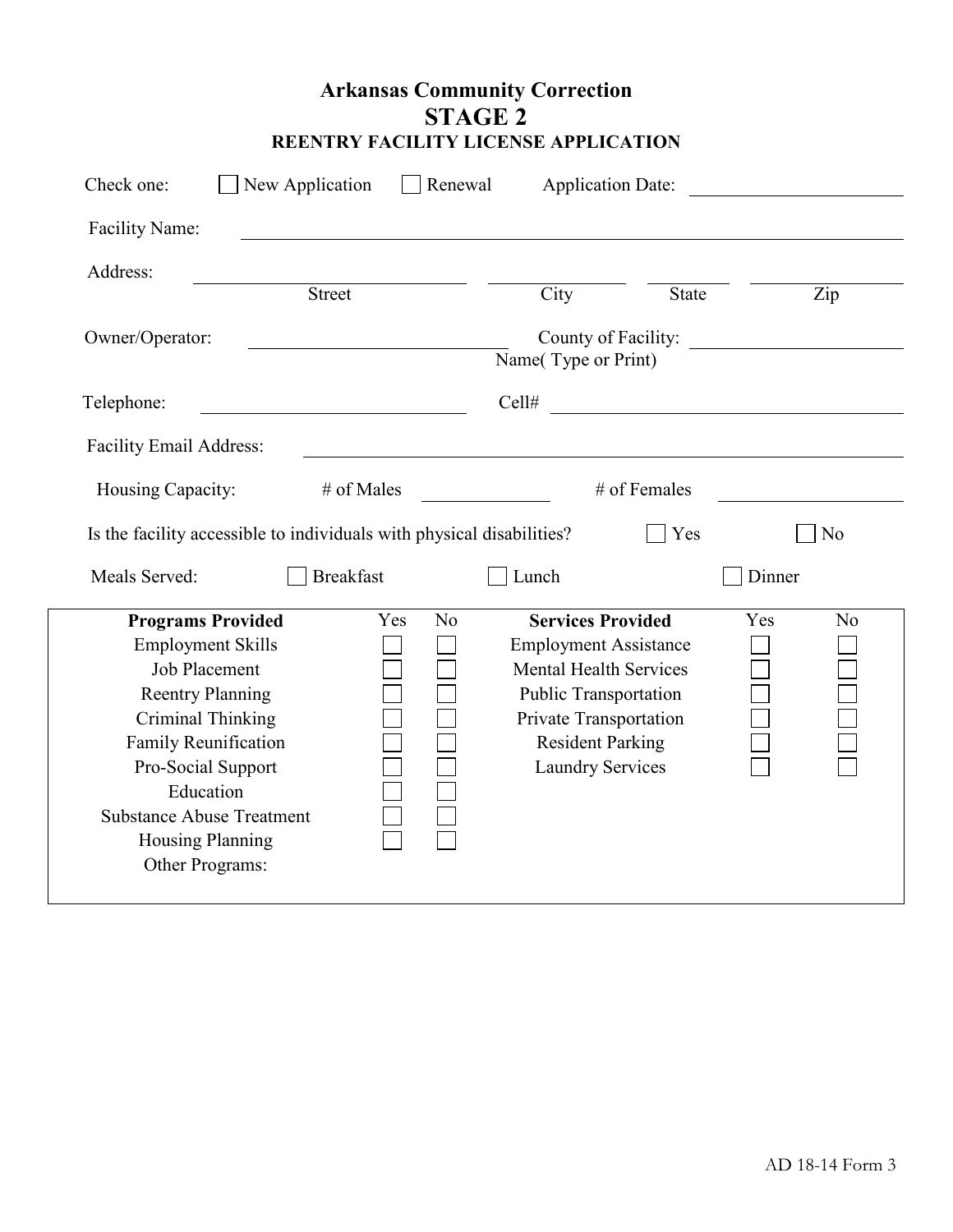# Arkansas Community Correction

## STAGE 2

### REENTRY FACILITY LICENSE APPLICATION

Check one: ☐ New Application ☐ Renewal Application Date: ____________________

Facility Name: ______________________________________________________________

Address: ______________________ ______________ __________ ______________
Street City State Zip

Owner/Operator: ________________________ County of Facility: ____________________
Name( Type or Print)

Telephone: ______________________ Cell# ______________________________

Facility Email Address: ______________________________________________________

Housing Capacity: # of Males ____________ # of Females ______________

Is the facility accessible to individuals with physical disabilities? ☐ Yes ☐ No

Meals Served: ☐ Breakfast ☐ Lunch ☐ Dinner

| Programs Provided | Yes | No | Services Provided | Yes | No |
|---|---|---|---|---|---|
| Employment Skills | ☐ | ☐ | Employment Assistance | ☐ | ☐ |
| Job Placement | ☐ | ☐ | Mental Health Services | ☐ | ☐ |
| Reentry Planning | ☐ | ☐ | Public Transportation | ☐ | ☐ |
| Criminal Thinking | ☐ | ☐ | Private Transportation | ☐ | ☐ |
| Family Reunification | ☐ | ☐ | Resident Parking | ☐ | ☐ |
| Pro-Social Support | ☐ | ☐ | Laundry Services | ☐ | ☐ |
| Education | ☐ | ☐ | | | |
| Substance Abuse Treatment | ☐ | ☐ | | | |
| Housing Planning | ☐ | ☐ | | | |
| Other Programs: | | | | | |

AD 18-14 Form 3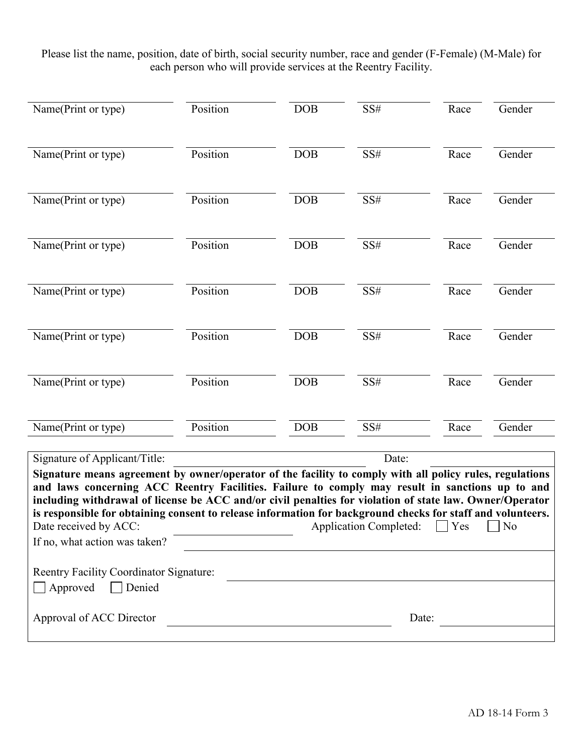Please list the name, position, date of birth, social security number, race and gender (F-Female) (M-Male) for each person who will provide services at the Reentry Facility.

| Name(Print or type) | Position | DOB | SS# | Race | Gender |
|---|---|---|---|---|---|
| | | | | | |
| Name(Print or type) | Position | DOB | SS# | Race | Gender |
| | | | | | |
| Name(Print or type) | Position | DOB | SS# | Race | Gender |
| | | | | | |
| Name(Print or type) | Position | DOB | SS# | Race | Gender |
| | | | | | |
| Name(Print or type) | Position | DOB | SS# | Race | Gender |
| | | | | | |
| Name(Print or type) | Position | DOB | SS# | Race | Gender |
| | | | | | |
| Name(Print or type) | Position | DOB | SS# | Race | Gender |
| | | | | | |
| Name(Print or type) | Position | DOB | SS# | Race | Gender |

Signature of Applicant/Title: ______________________ Date: ______________

**Signature means agreement by owner/operator of the facility to comply with all policy rules, regulations and laws concerning ACC Reentry Facilities. Failure to comply may result in sanctions up to and including withdrawal of license be ACC and/or civil penalties for violation of state law. Owner/Operator is responsible for obtaining consent to release information for background checks for staff and volunteers.**

Date received by ACC: ______________ Application Completed: ☐ Yes ☐ No

If no, what action was taken? ______________________

Reentry Facility Coordinator Signature: ______________________

☐ Approved ☐ Denied

Approval of ACC Director ______________________ Date: ______________

AD 18-14 Form 3